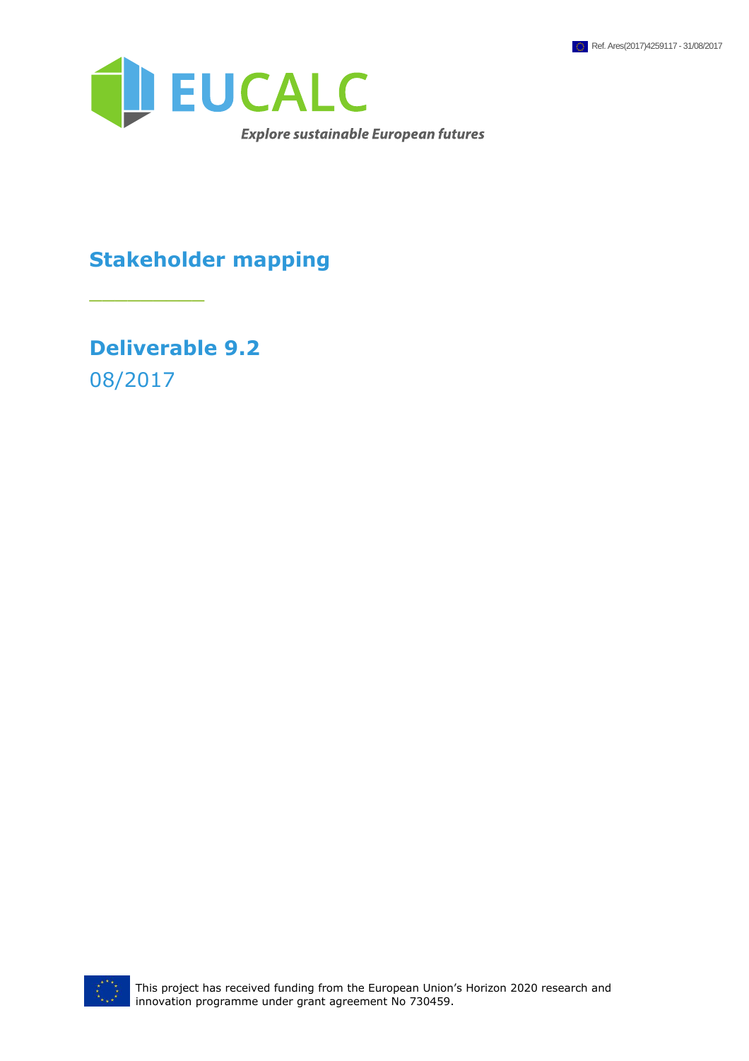Ref. Ares(2017)4259117 - 31/08/2017

EUCALC

*Explore sustainable European futures*

# Stakeholder mapping

## Deliverable 9.2

08/2017

This project has received funding from the European Union's Horizon 2020 research and innovation programme under grant agreement No 730459.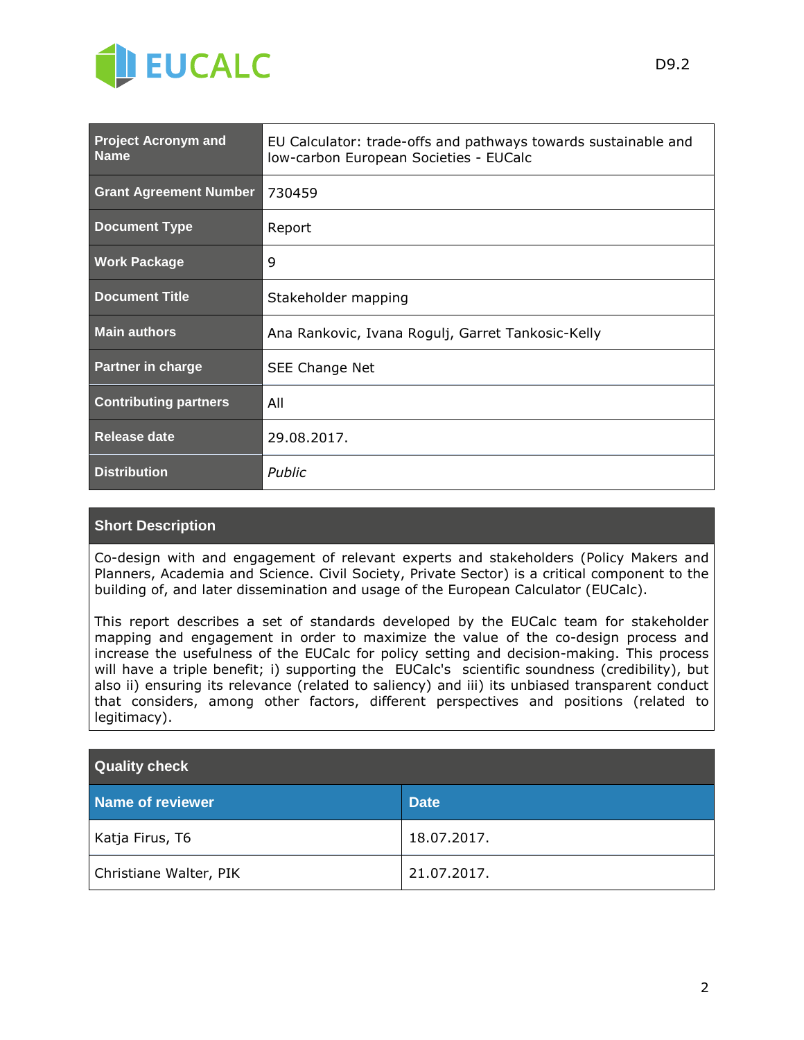| Project Acronym and Name | EU Calculator: trade-offs and pathways towards sustainable and low-carbon European Societies - EUCalc |
|---|---|
| Grant Agreement Number | 730459 |
| Document Type | Report |
| Work Package | 9 |
| Document Title | Stakeholder mapping |
| Main authors | Ana Rankovic, Ivana Rogulj, Garret Tankosic-Kelly |
| Partner in charge | SEE Change Net |
| Contributing partners | All |
| Release date | 29.08.2017. |
| Distribution | *Public* |

## Short Description

Co-design with and engagement of relevant experts and stakeholders (Policy Makers and Planners, Academia and Science. Civil Society, Private Sector) is a critical component to the building of, and later dissemination and usage of the European Calculator (EUCalc).

This report describes a set of standards developed by the EUCalc team for stakeholder mapping and engagement in order to maximize the value of the co-design process and increase the usefulness of the EUCalc for policy setting and decision-making. This process will have a triple benefit; i) supporting the EUCalc's scientific soundness (credibility), but also ii) ensuring its relevance (related to saliency) and iii) its unbiased transparent conduct that considers, among other factors, different perspectives and positions (related to legitimacy).

## Quality check

| Name of reviewer | Date |
|---|---|
| Katja Firus, T6 | 18.07.2017. |
| Christiane Walter, PIK | 21.07.2017. |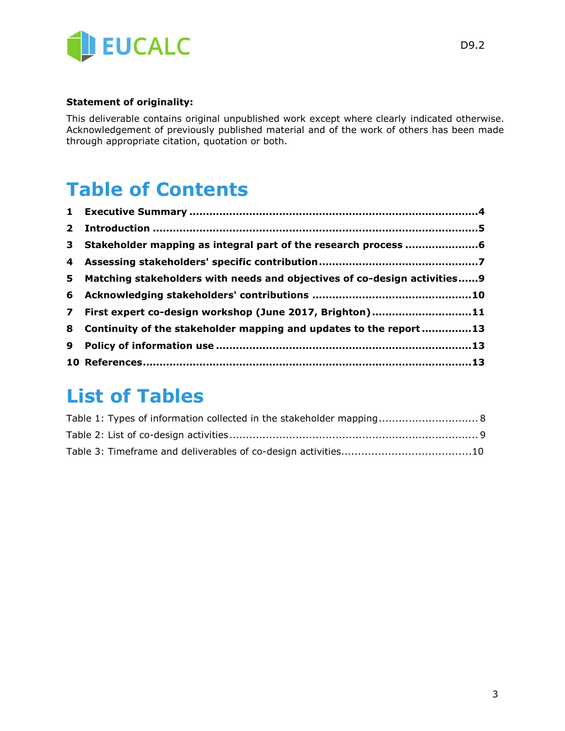**Statement of originality:**

This deliverable contains original unpublished work except where clearly indicated otherwise. Acknowledgement of previously published material and of the work of others has been made through appropriate citation, quotation or both.

# Table of Contents

**1 Executive Summary ....................................................................................4**

**2 Introduction ...........................................................................................5**

**3 Stakeholder mapping as integral part of the research process ......................6**

**4 Assessing stakeholders' specific contribution ...............................................7**

**5 Matching stakeholders with needs and objectives of co-design activities......9**

**6 Acknowledging stakeholders' contributions ...............................................10**

**7 First expert co-design workshop (June 2017, Brighton) .............................11**

**8 Continuity of the stakeholder mapping and updates to the report ...............13**

**9 Policy of information use ..........................................................................13**

**10 References...............................................................................................13**

# List of Tables

Table 1: Types of information collected in the stakeholder mapping ............................. 8

Table 2: List of co-design activities .......................................................................... 9

Table 3: Timeframe and deliverables of co-design activities......................................10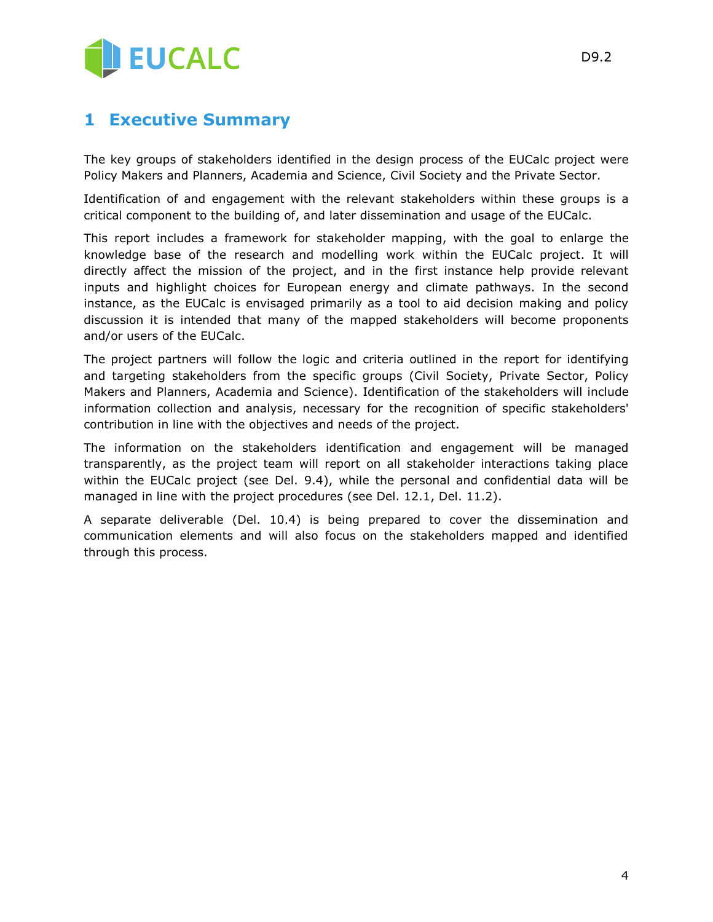# 1 Executive Summary

The key groups of stakeholders identified in the design process of the EUCalc project were Policy Makers and Planners, Academia and Science, Civil Society and the Private Sector.

Identification of and engagement with the relevant stakeholders within these groups is a critical component to the building of, and later dissemination and usage of the EUCalc.

This report includes a framework for stakeholder mapping, with the goal to enlarge the knowledge base of the research and modelling work within the EUCalc project. It will directly affect the mission of the project, and in the first instance help provide relevant inputs and highlight choices for European energy and climate pathways. In the second instance, as the EUCalc is envisaged primarily as a tool to aid decision making and policy discussion it is intended that many of the mapped stakeholders will become proponents and/or users of the EUCalc.

The project partners will follow the logic and criteria outlined in the report for identifying and targeting stakeholders from the specific groups (Civil Society, Private Sector, Policy Makers and Planners, Academia and Science). Identification of the stakeholders will include information collection and analysis, necessary for the recognition of specific stakeholders' contribution in line with the objectives and needs of the project.

The information on the stakeholders identification and engagement will be managed transparently, as the project team will report on all stakeholder interactions taking place within the EUCalc project (see Del. 9.4), while the personal and confidential data will be managed in line with the project procedures (see Del. 12.1, Del. 11.2).

A separate deliverable (Del. 10.4) is being prepared to cover the dissemination and communication elements and will also focus on the stakeholders mapped and identified through this process.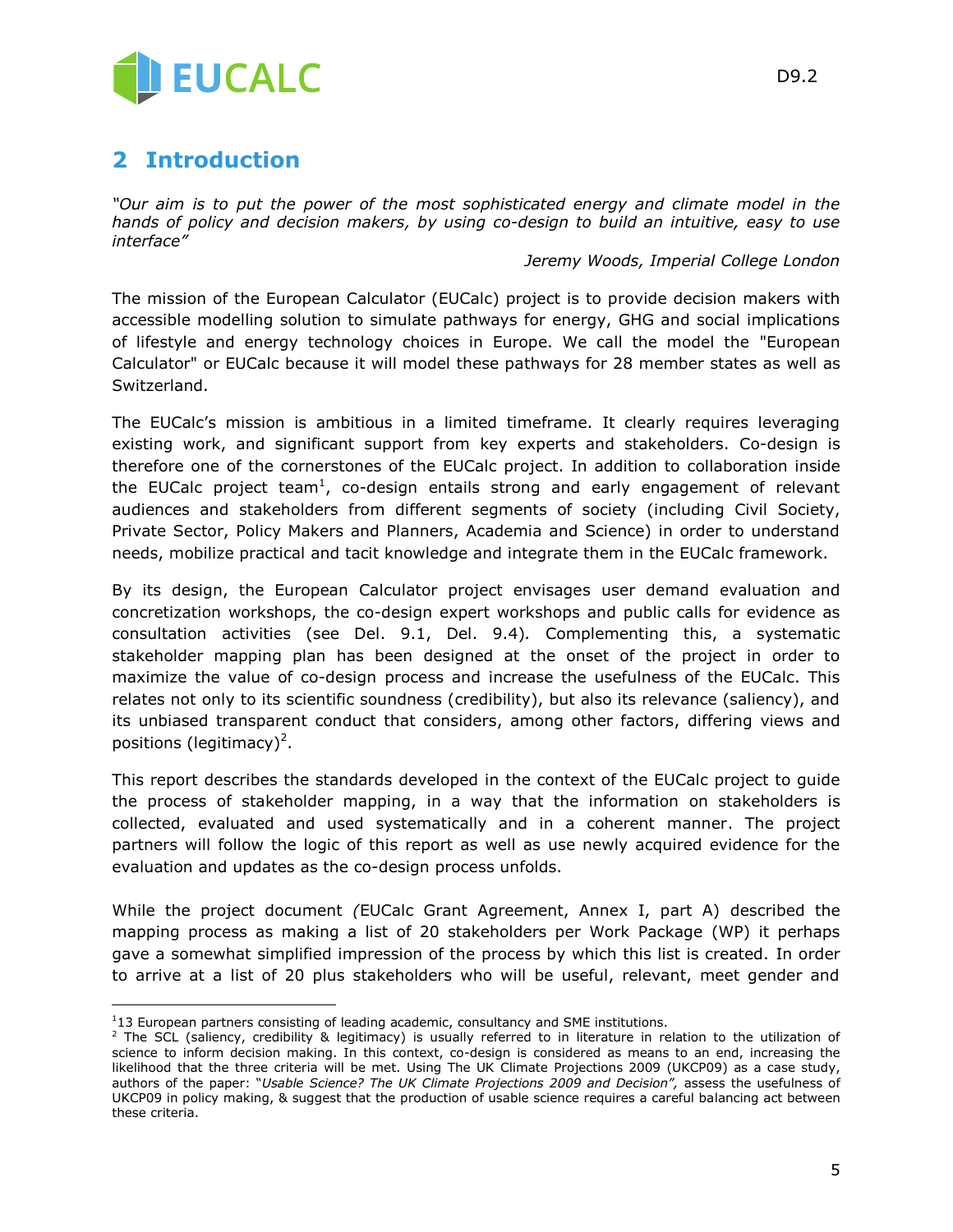## 2 Introduction

*"Our aim is to put the power of the most sophisticated energy and climate model in the hands of policy and decision makers, by using co-design to build an intuitive, easy to use interface"*

*Jeremy Woods, Imperial College London*

The mission of the European Calculator (EUCalc) project is to provide decision makers with accessible modelling solution to simulate pathways for energy, GHG and social implications of lifestyle and energy technology choices in Europe. We call the model the "European Calculator" or EUCalc because it will model these pathways for 28 member states as well as Switzerland.

The EUCalc's mission is ambitious in a limited timeframe. It clearly requires leveraging existing work, and significant support from key experts and stakeholders. Co-design is therefore one of the cornerstones of the EUCalc project. In addition to collaboration inside the EUCalc project team[1], co-design entails strong and early engagement of relevant audiences and stakeholders from different segments of society (including Civil Society, Private Sector, Policy Makers and Planners, Academia and Science) in order to understand needs, mobilize practical and tacit knowledge and integrate them in the EUCalc framework.

By its design, the European Calculator project envisages user demand evaluation and concretization workshops, the co-design expert workshops and public calls for evidence as consultation activities (see Del. 9.1, Del. 9.4). Complementing this, a systematic stakeholder mapping plan has been designed at the onset of the project in order to maximize the value of co-design process and increase the usefulness of the EUCalc. This relates not only to its scientific soundness (credibility), but also its relevance (saliency), and its unbiased transparent conduct that considers, among other factors, differing views and positions (legitimacy)[2].

This report describes the standards developed in the context of the EUCalc project to guide the process of stakeholder mapping, in a way that the information on stakeholders is collected, evaluated and used systematically and in a coherent manner. The project partners will follow the logic of this report as well as use newly acquired evidence for the evaluation and updates as the co-design process unfolds.

While the project document *(*EUCalc Grant Agreement, Annex I, part A) described the mapping process as making a list of 20 stakeholders per Work Package (WP) it perhaps gave a somewhat simplified impression of the process by which this list is created. In order to arrive at a list of 20 plus stakeholders who will be useful, relevant, meet gender and

---

[1] 13 European partners consisting of leading academic, consultancy and SME institutions.

[2] The SCL (saliency, credibility & legitimacy) is usually referred to in literature in relation to the utilization of science to inform decision making. In this context, co-design is considered as means to an end, increasing the likelihood that the three criteria will be met. Using The UK Climate Projections 2009 (UKCP09) as a case study, authors of the paper: "*Usable Science? The UK Climate Projections 2009 and Decision",* assess the usefulness of UKCP09 in policy making, & suggest that the production of usable science requires a careful balancing act between these criteria.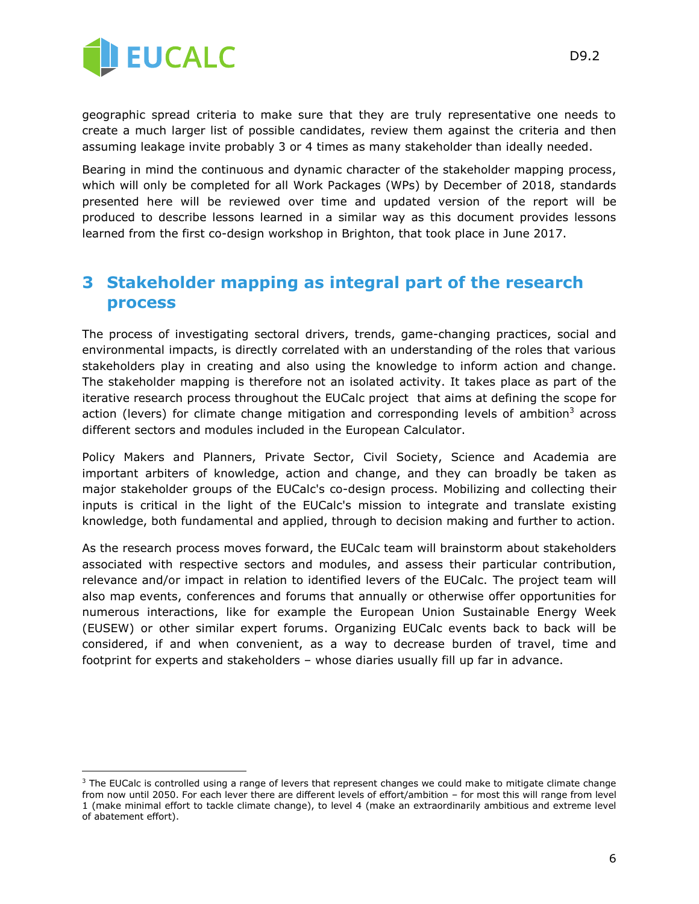geographic spread criteria to make sure that they are truly representative one needs to create a much larger list of possible candidates, review them against the criteria and then assuming leakage invite probably 3 or 4 times as many stakeholder than ideally needed.

Bearing in mind the continuous and dynamic character of the stakeholder mapping process, which will only be completed for all Work Packages (WPs) by December of 2018, standards presented here will be reviewed over time and updated version of the report will be produced to describe lessons learned in a similar way as this document provides lessons learned from the first co-design workshop in Brighton, that took place in June 2017.

# 3 Stakeholder mapping as integral part of the research process

The process of investigating sectoral drivers, trends, game-changing practices, social and environmental impacts, is directly correlated with an understanding of the roles that various stakeholders play in creating and also using the knowledge to inform action and change. The stakeholder mapping is therefore not an isolated activity. It takes place as part of the iterative research process throughout the EUCalc project that aims at defining the scope for action (levers) for climate change mitigation and corresponding levels of ambition[3] across different sectors and modules included in the European Calculator.

Policy Makers and Planners, Private Sector, Civil Society, Science and Academia are important arbiters of knowledge, action and change, and they can broadly be taken as major stakeholder groups of the EUCalc's co-design process. Mobilizing and collecting their inputs is critical in the light of the EUCalc's mission to integrate and translate existing knowledge, both fundamental and applied, through to decision making and further to action.

As the research process moves forward, the EUCalc team will brainstorm about stakeholders associated with respective sectors and modules, and assess their particular contribution, relevance and/or impact in relation to identified levers of the EUCalc. The project team will also map events, conferences and forums that annually or otherwise offer opportunities for numerous interactions, like for example the European Union Sustainable Energy Week (EUSEW) or other similar expert forums. Organizing EUCalc events back to back will be considered, if and when convenient, as a way to decrease burden of travel, time and footprint for experts and stakeholders – whose diaries usually fill up far in advance.

[3] The EUCalc is controlled using a range of levers that represent changes we could make to mitigate climate change from now until 2050. For each lever there are different levels of effort/ambition – for most this will range from level 1 (make minimal effort to tackle climate change), to level 4 (make an extraordinarily ambitious and extreme level of abatement effort).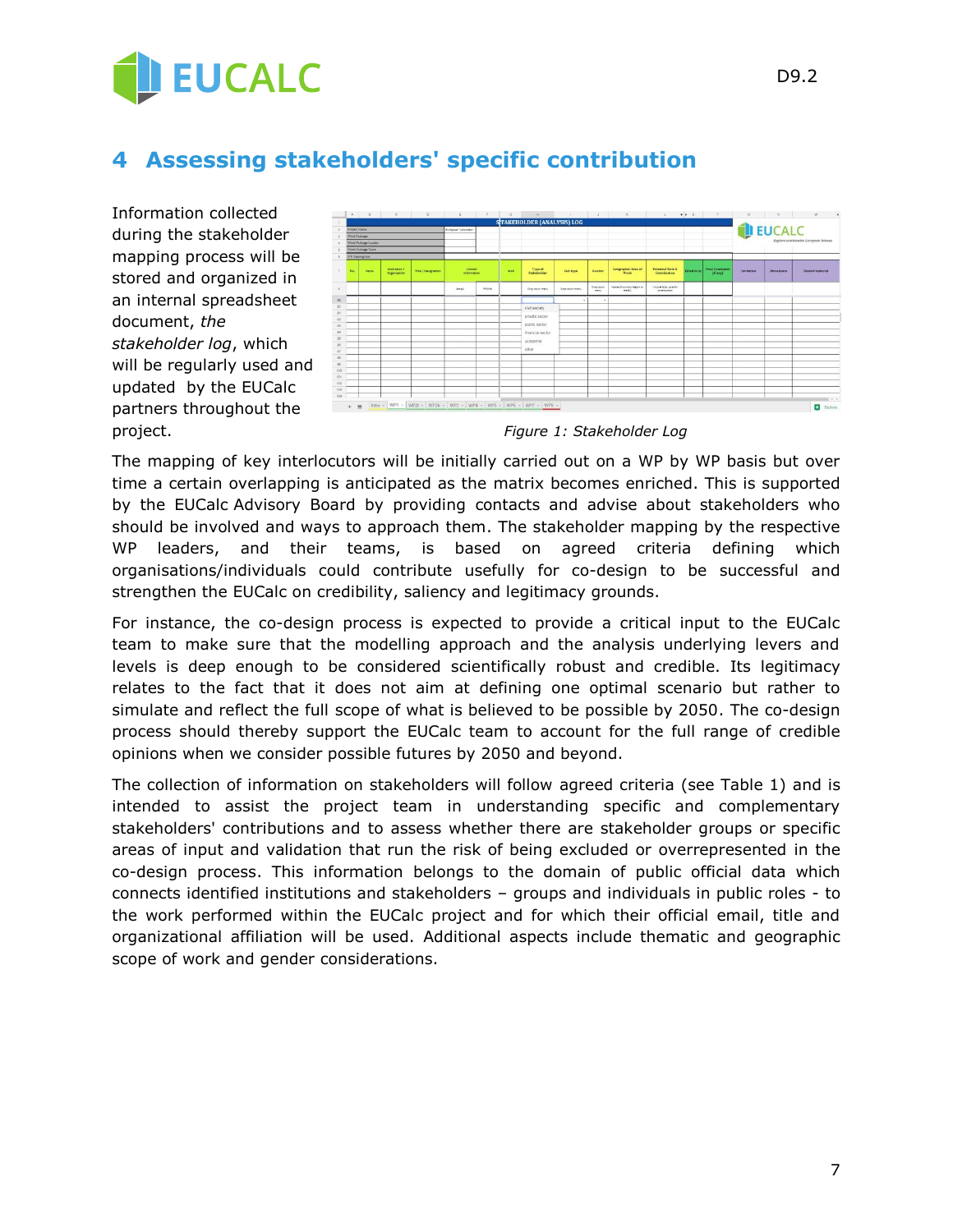# 4 Assessing stakeholders' specific contribution

Information collected during the stakeholder mapping process will be stored and organized in an internal spreadsheet document, *the stakeholder log*, which will be regularly used and updated by the EUCalc partners throughout the project.

*Figure 1: Stakeholder Log*

The mapping of key interlocutors will be initially carried out on a WP by WP basis but over time a certain overlapping is anticipated as the matrix becomes enriched. This is supported by the EUCalc Advisory Board by providing contacts and advise about stakeholders who should be involved and ways to approach them. The stakeholder mapping by the respective WP leaders, and their teams, is based on agreed criteria defining which organisations/individuals could contribute usefully for co-design to be successful and strengthen the EUCalc on credibility, saliency and legitimacy grounds.

For instance, the co-design process is expected to provide a critical input to the EUCalc team to make sure that the modelling approach and the analysis underlying levers and levels is deep enough to be considered scientifically robust and credible. Its legitimacy relates to the fact that it does not aim at defining one optimal scenario but rather to simulate and reflect the full scope of what is believed to be possible by 2050. The co-design process should thereby support the EUCalc team to account for the full range of credible opinions when we consider possible futures by 2050 and beyond.

The collection of information on stakeholders will follow agreed criteria (see Table 1) and is intended to assist the project team in understanding specific and complementary stakeholders' contributions and to assess whether there are stakeholder groups or specific areas of input and validation that run the risk of being excluded or overrepresented in the co-design process. This information belongs to the domain of public official data which connects identified institutions and stakeholders – groups and individuals in public roles - to the work performed within the EUCalc project and for which their official email, title and organizational affiliation will be used. Additional aspects include thematic and geographic scope of work and gender considerations.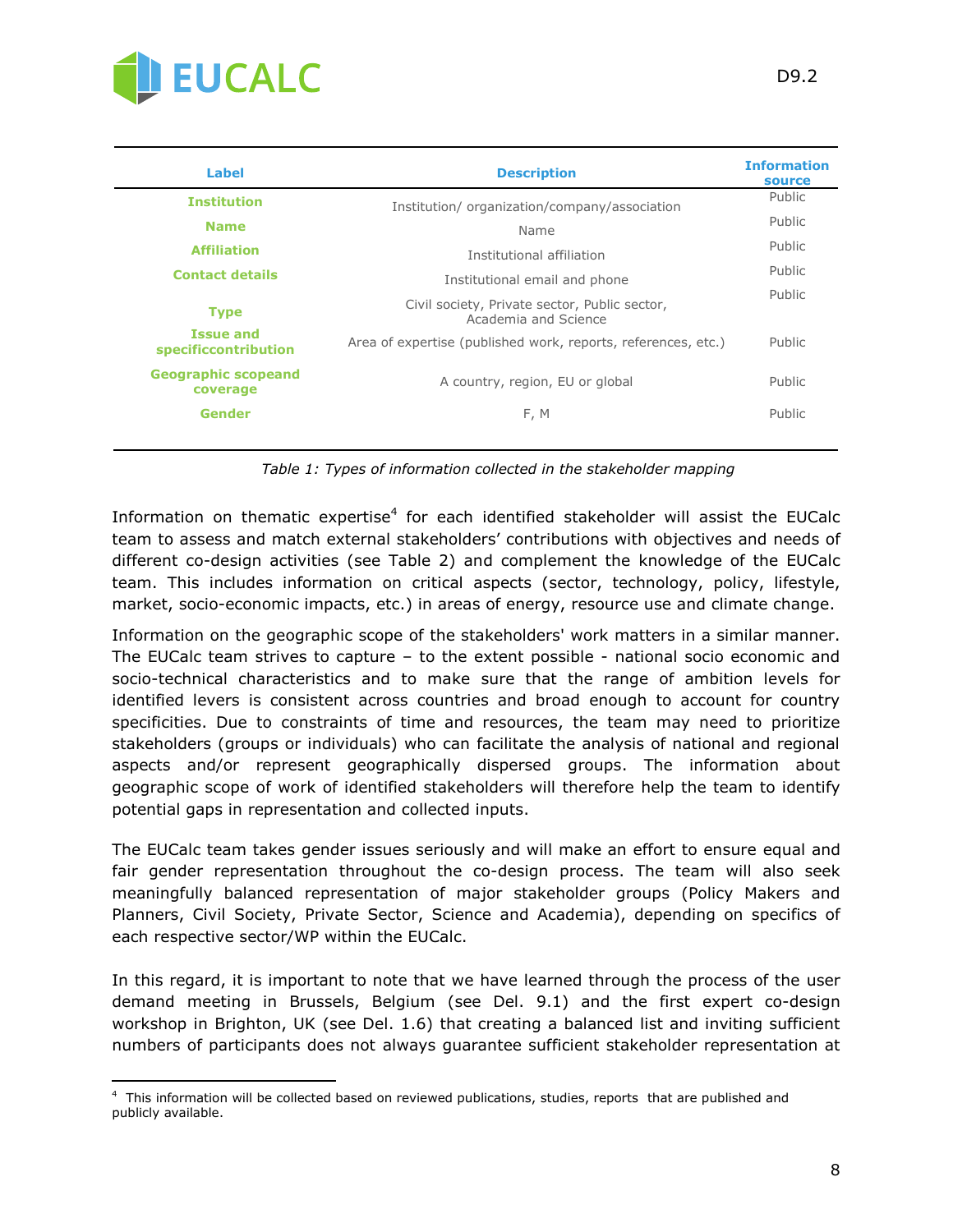| Label | Description | Information source |
|---|---|---|
| **Institution** | Institution/ organization/company/association | Public |
| **Name** | Name | Public |
| **Affiliation** | Institutional affiliation | Public |
| **Contact details** | Institutional email and phone | Public |
| **Type** | Civil society, Private sector, Public sector, Academia and Science | Public |
| **Issue and specificcontribution** | Area of expertise (published work, reports, references, etc.) | Public |
| **Geographic scopeand coverage** | A country, region, EU or global | Public |
| **Gender** | F, M | Public |

*Table 1: Types of information collected in the stakeholder mapping*

Information on thematic expertise[4] for each identified stakeholder will assist the EUCalc team to assess and match external stakeholders' contributions with objectives and needs of different co-design activities (see Table 2) and complement the knowledge of the EUCalc team. This includes information on critical aspects (sector, technology, policy, lifestyle, market, socio-economic impacts, etc.) in areas of energy, resource use and climate change.

Information on the geographic scope of the stakeholders' work matters in a similar manner. The EUCalc team strives to capture – to the extent possible - national socio economic and socio-technical characteristics and to make sure that the range of ambition levels for identified levers is consistent across countries and broad enough to account for country specificities. Due to constraints of time and resources, the team may need to prioritize stakeholders (groups or individuals) who can facilitate the analysis of national and regional aspects and/or represent geographically dispersed groups. The information about geographic scope of work of identified stakeholders will therefore help the team to identify potential gaps in representation and collected inputs.

The EUCalc team takes gender issues seriously and will make an effort to ensure equal and fair gender representation throughout the co-design process. The team will also seek meaningfully balanced representation of major stakeholder groups (Policy Makers and Planners, Civil Society, Private Sector, Science and Academia), depending on specifics of each respective sector/WP within the EUCalc.

In this regard, it is important to note that we have learned through the process of the user demand meeting in Brussels, Belgium (see Del. 9.1) and the first expert co-design workshop in Brighton, UK (see Del. 1.6) that creating a balanced list and inviting sufficient numbers of participants does not always guarantee sufficient stakeholder representation at

[4] This information will be collected based on reviewed publications, studies, reports that are published and publicly available.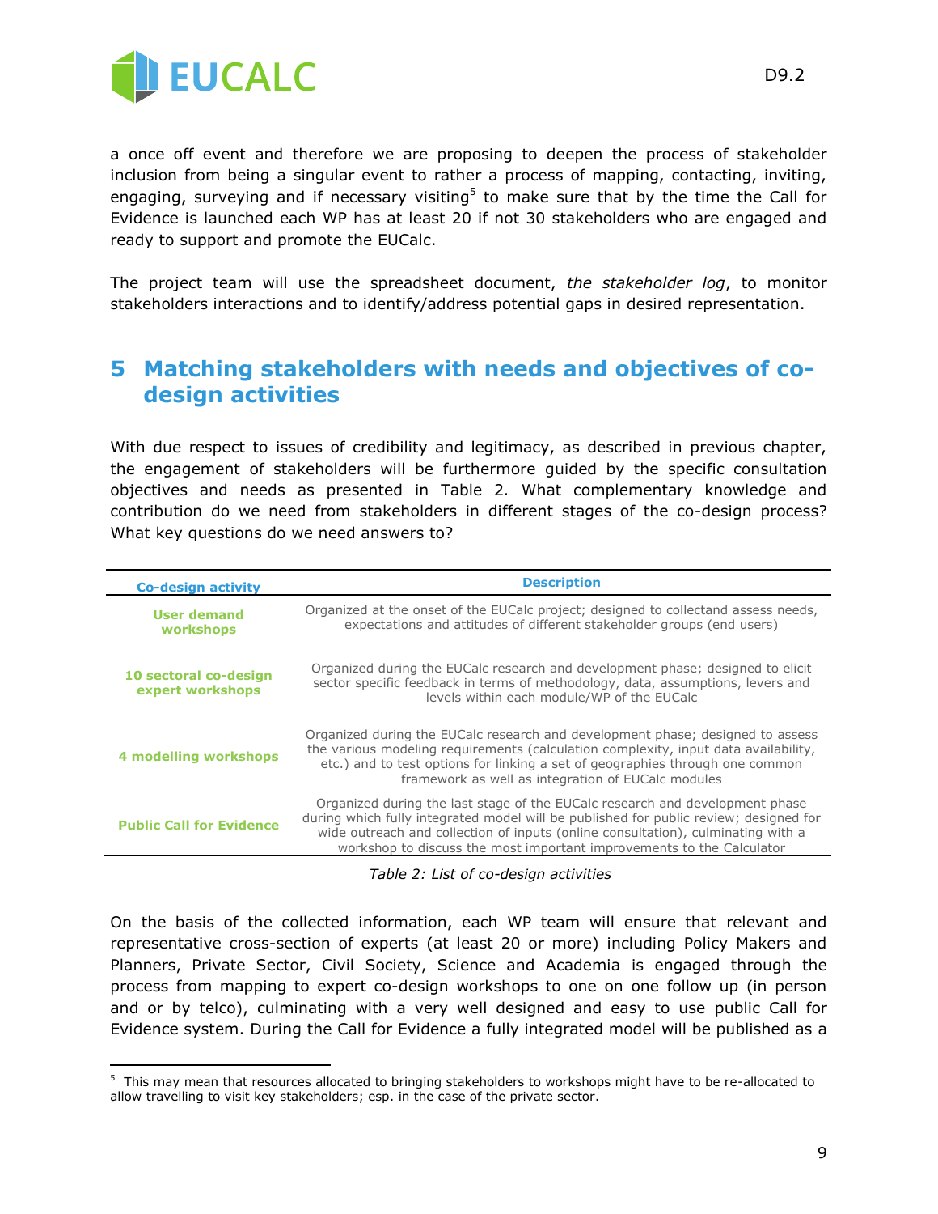a once off event and therefore we are proposing to deepen the process of stakeholder inclusion from being a singular event to rather a process of mapping, contacting, inviting, engaging, surveying and if necessary visiting[5] to make sure that by the time the Call for Evidence is launched each WP has at least 20 if not 30 stakeholders who are engaged and ready to support and promote the EUCalc.

The project team will use the spreadsheet document, *the stakeholder log*, to monitor stakeholders interactions and to identify/address potential gaps in desired representation.

# 5 Matching stakeholders with needs and objectives of co-design activities

With due respect to issues of credibility and legitimacy, as described in previous chapter, the engagement of stakeholders will be furthermore guided by the specific consultation objectives and needs as presented in Table 2. What complementary knowledge and contribution do we need from stakeholders in different stages of the co-design process? What key questions do we need answers to?

| Co-design activity | Description |
|---|---|
| User demand workshops | Organized at the onset of the EUCalc project; designed to collectand assess needs, expectations and attitudes of different stakeholder groups (end users) |
| 10 sectoral co-design expert workshops | Organized during the EUCalc research and development phase; designed to elicit sector specific feedback in terms of methodology, data, assumptions, levers and levels within each module/WP of the EUCalc |
| 4 modelling workshops | Organized during the EUCalc research and development phase; designed to assess the various modeling requirements (calculation complexity, input data availability, etc.) and to test options for linking a set of geographies through one common framework as well as integration of EUCalc modules |
| Public Call for Evidence | Organized during the last stage of the EUCalc research and development phase during which fully integrated model will be published for public review; designed for wide outreach and collection of inputs (online consultation), culminating with a workshop to discuss the most important improvements to the Calculator |

*Table 2: List of co-design activities*

On the basis of the collected information, each WP team will ensure that relevant and representative cross-section of experts (at least 20 or more) including Policy Makers and Planners, Private Sector, Civil Society, Science and Academia is engaged through the process from mapping to expert co-design workshops to one on one follow up (in person and or by telco), culminating with a very well designed and easy to use public Call for Evidence system. During the Call for Evidence a fully integrated model will be published as a

[5] This may mean that resources allocated to bringing stakeholders to workshops might have to be re-allocated to allow travelling to visit key stakeholders; esp. in the case of the private sector.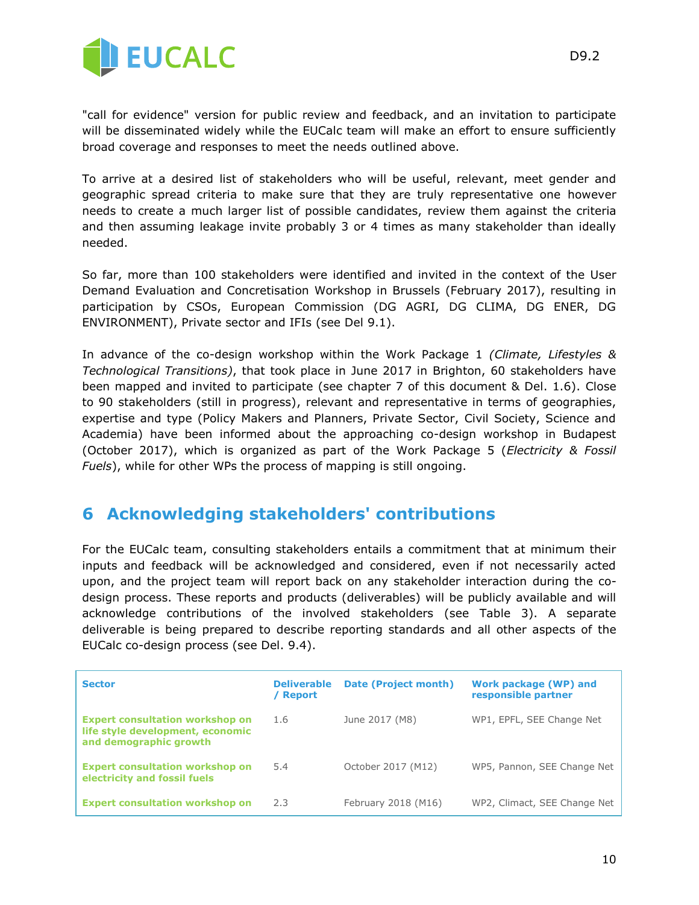"call for evidence" version for public review and feedback, and an invitation to participate will be disseminated widely while the EUCalc team will make an effort to ensure sufficiently broad coverage and responses to meet the needs outlined above.

To arrive at a desired list of stakeholders who will be useful, relevant, meet gender and geographic spread criteria to make sure that they are truly representative one however needs to create a much larger list of possible candidates, review them against the criteria and then assuming leakage invite probably 3 or 4 times as many stakeholder than ideally needed.

So far, more than 100 stakeholders were identified and invited in the context of the User Demand Evaluation and Concretisation Workshop in Brussels (February 2017), resulting in participation by CSOs, European Commission (DG AGRI, DG CLIMA, DG ENER, DG ENVIRONMENT), Private sector and IFIs (see Del 9.1).

In advance of the co-design workshop within the Work Package 1 *(Climate, Lifestyles & Technological Transitions)*, that took place in June 2017 in Brighton, 60 stakeholders have been mapped and invited to participate (see chapter 7 of this document & Del. 1.6). Close to 90 stakeholders (still in progress), relevant and representative in terms of geographies, expertise and type (Policy Makers and Planners, Private Sector, Civil Society, Science and Academia) have been informed about the approaching co-design workshop in Budapest (October 2017), which is organized as part of the Work Package 5 (*Electricity & Fossil Fuels*), while for other WPs the process of mapping is still ongoing.

# 6 Acknowledging stakeholders' contributions

For the EUCalc team, consulting stakeholders entails a commitment that at minimum their inputs and feedback will be acknowledged and considered, even if not necessarily acted upon, and the project team will report back on any stakeholder interaction during the co-design process. These reports and products (deliverables) will be publicly available and will acknowledge contributions of the involved stakeholders (see Table 3). A separate deliverable is being prepared to describe reporting standards and all other aspects of the EUCalc co-design process (see Del. 9.4).

| Sector | Deliverable / Report | Date (Project month) | Work package (WP) and responsible partner |
|---|---|---|---|
| **Expert consultation workshop on life style development, economic and demographic growth** | 1.6 | June 2017 (M8) | WP1, EPFL, SEE Change Net |
| **Expert consultation workshop on electricity and fossil fuels** | 5.4 | October 2017 (M12) | WP5, Pannon, SEE Change Net |
| **Expert consultation workshop on** | 2.3 | February 2018 (M16) | WP2, Climact, SEE Change Net |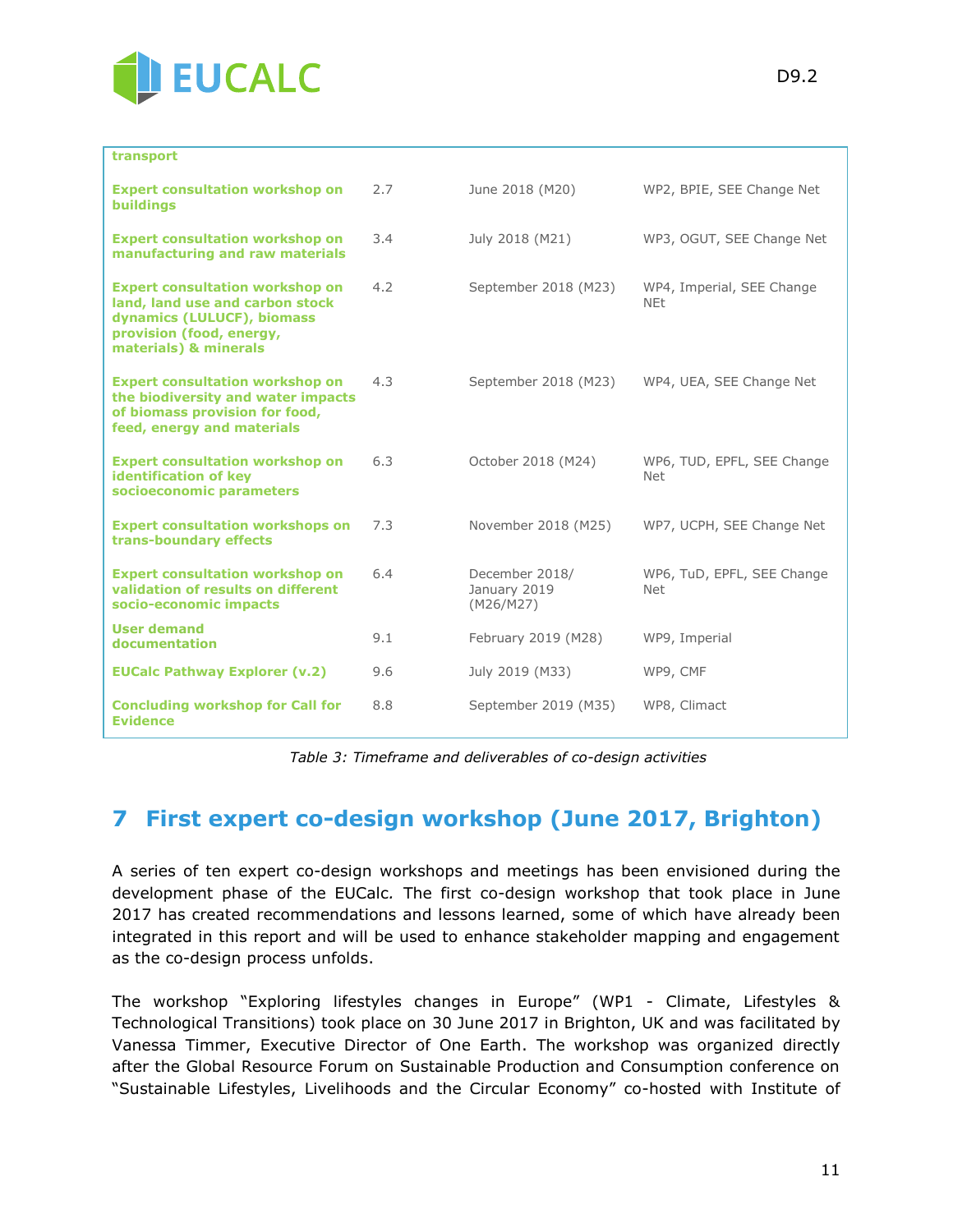| | | | |
|---|---|---|---|
| **transport** | | | |
| **Expert consultation workshop on buildings** | 2.7 | June 2018 (M20) | WP2, BPIE, SEE Change Net |
| **Expert consultation workshop on manufacturing and raw materials** | 3.4 | July 2018 (M21) | WP3, OGUT, SEE Change Net |
| **Expert consultation workshop on land, land use and carbon stock dynamics (LULUCF), biomass provision (food, energy, materials) & minerals** | 4.2 | September 2018 (M23) | WP4, Imperial, SEE Change NEt |
| **Expert consultation workshop on the biodiversity and water impacts of biomass provision for food, feed, energy and materials** | 4.3 | September 2018 (M23) | WP4, UEA, SEE Change Net |
| **Expert consultation workshop on identification of key socioeconomic parameters** | 6.3 | October 2018 (M24) | WP6, TUD, EPFL, SEE Change Net |
| **Expert consultation workshops on trans-boundary effects** | 7.3 | November 2018 (M25) | WP7, UCPH, SEE Change Net |
| **Expert consultation workshop on validation of results on different socio-economic impacts** | 6.4 | December 2018/ January 2019 (M26/M27) | WP6, TuD, EPFL, SEE Change Net |
| **User demand documentation** | 9.1 | February 2019 (M28) | WP9, Imperial |
| **EUCalc Pathway Explorer (v.2)** | 9.6 | July 2019 (M33) | WP9, CMF |
| **Concluding workshop for Call for Evidence** | 8.8 | September 2019 (M35) | WP8, Climact |

*Table 3: Timeframe and deliverables of co-design activities*

# 7 First expert co-design workshop (June 2017, Brighton)

A series of ten expert co-design workshops and meetings has been envisioned during the development phase of the EUCalc. The first co-design workshop that took place in June 2017 has created recommendations and lessons learned, some of which have already been integrated in this report and will be used to enhance stakeholder mapping and engagement as the co-design process unfolds.

The workshop "Exploring lifestyles changes in Europe" (WP1 - Climate, Lifestyles & Technological Transitions) took place on 30 June 2017 in Brighton, UK and was facilitated by Vanessa Timmer, Executive Director of One Earth. The workshop was organized directly after the Global Resource Forum on Sustainable Production and Consumption conference on "Sustainable Lifestyles, Livelihoods and the Circular Economy" co-hosted with Institute of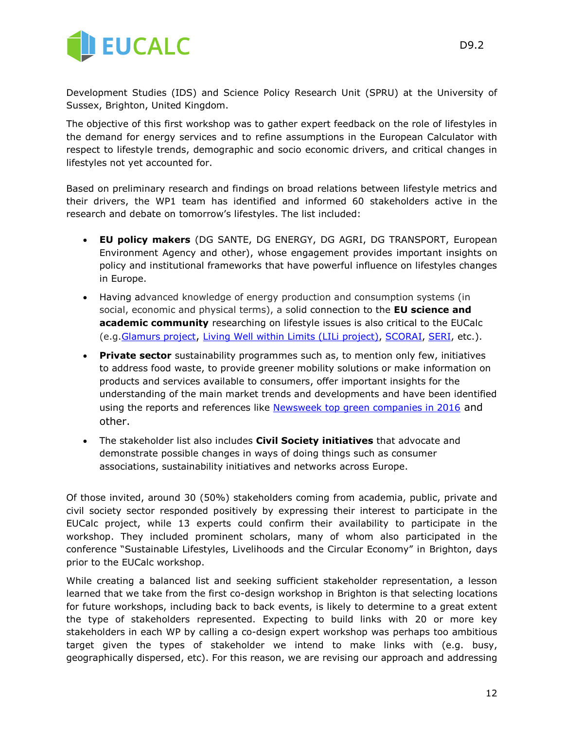Development Studies (IDS) and Science Policy Research Unit (SPRU) at the University of Sussex, Brighton, United Kingdom.

The objective of this first workshop was to gather expert feedback on the role of lifestyles in the demand for energy services and to refine assumptions in the European Calculator with respect to lifestyle trends, demographic and socio economic drivers, and critical changes in lifestyles not yet accounted for.

Based on preliminary research and findings on broad relations between lifestyle metrics and their drivers, the WP1 team has identified and informed 60 stakeholders active in the research and debate on tomorrow's lifestyles. The list included:

- **EU policy makers** (DG SANTE, DG ENERGY, DG AGRI, DG TRANSPORT, European Environment Agency and other), whose engagement provides important insights on policy and institutional frameworks that have powerful influence on lifestyles changes in Europe.
- Having advanced knowledge of energy production and consumption systems (in social, economic and physical terms), a solid connection to the **EU science and academic community** researching on lifestyle issues is also critical to the EUCalc (e.g.Glamurs project, Living Well within Limits (LILi project), SCORAI, SERI, etc.).
- **Private sector** sustainability programmes such as, to mention only few, initiatives to address food waste, to provide greener mobility solutions or make information on products and services available to consumers, offer important insights for the understanding of the main market trends and developments and have been identified using the reports and references like Newsweek top green companies in 2016 and other.
- The stakeholder list also includes **Civil Society initiatives** that advocate and demonstrate possible changes in ways of doing things such as consumer associations, sustainability initiatives and networks across Europe.

Of those invited, around 30 (50%) stakeholders coming from academia, public, private and civil society sector responded positively by expressing their interest to participate in the EUCalc project, while 13 experts could confirm their availability to participate in the workshop. They included prominent scholars, many of whom also participated in the conference "Sustainable Lifestyles, Livelihoods and the Circular Economy" in Brighton, days prior to the EUCalc workshop.

While creating a balanced list and seeking sufficient stakeholder representation, a lesson learned that we take from the first co-design workshop in Brighton is that selecting locations for future workshops, including back to back events, is likely to determine to a great extent the type of stakeholders represented. Expecting to build links with 20 or more key stakeholders in each WP by calling a co-design expert workshop was perhaps too ambitious target given the types of stakeholder we intend to make links with (e.g. busy, geographically dispersed, etc). For this reason, we are revising our approach and addressing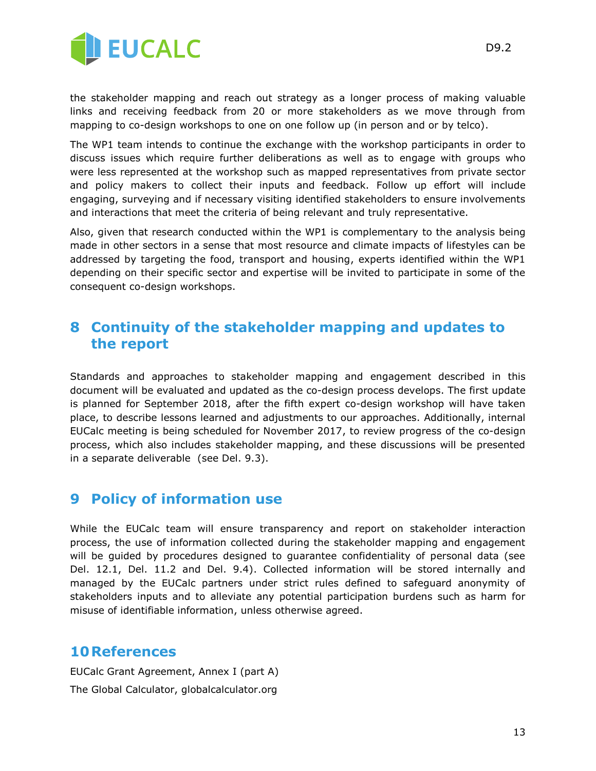the stakeholder mapping and reach out strategy as a longer process of making valuable links and receiving feedback from 20 or more stakeholders as we move through from mapping to co-design workshops to one on one follow up (in person and or by telco).

The WP1 team intends to continue the exchange with the workshop participants in order to discuss issues which require further deliberations as well as to engage with groups who were less represented at the workshop such as mapped representatives from private sector and policy makers to collect their inputs and feedback. Follow up effort will include engaging, surveying and if necessary visiting identified stakeholders to ensure involvements and interactions that meet the criteria of being relevant and truly representative.

Also, given that research conducted within the WP1 is complementary to the analysis being made in other sectors in a sense that most resource and climate impacts of lifestyles can be addressed by targeting the food, transport and housing, experts identified within the WP1 depending on their specific sector and expertise will be invited to participate in some of the consequent co-design workshops.

# 8 Continuity of the stakeholder mapping and updates to the report

Standards and approaches to stakeholder mapping and engagement described in this document will be evaluated and updated as the co-design process develops. The first update is planned for September 2018, after the fifth expert co-design workshop will have taken place, to describe lessons learned and adjustments to our approaches. Additionally, internal EUCalc meeting is being scheduled for November 2017, to review progress of the co-design process, which also includes stakeholder mapping, and these discussions will be presented in a separate deliverable (see Del. 9.3).

# 9 Policy of information use

While the EUCalc team will ensure transparency and report on stakeholder interaction process, the use of information collected during the stakeholder mapping and engagement will be guided by procedures designed to guarantee confidentiality of personal data (see Del. 12.1, Del. 11.2 and Del. 9.4). Collected information will be stored internally and managed by the EUCalc partners under strict rules defined to safeguard anonymity of stakeholders inputs and to alleviate any potential participation burdens such as harm for misuse of identifiable information, unless otherwise agreed.

# 10 References

EUCalc Grant Agreement, Annex I (part A)

The Global Calculator, globalcalculator.org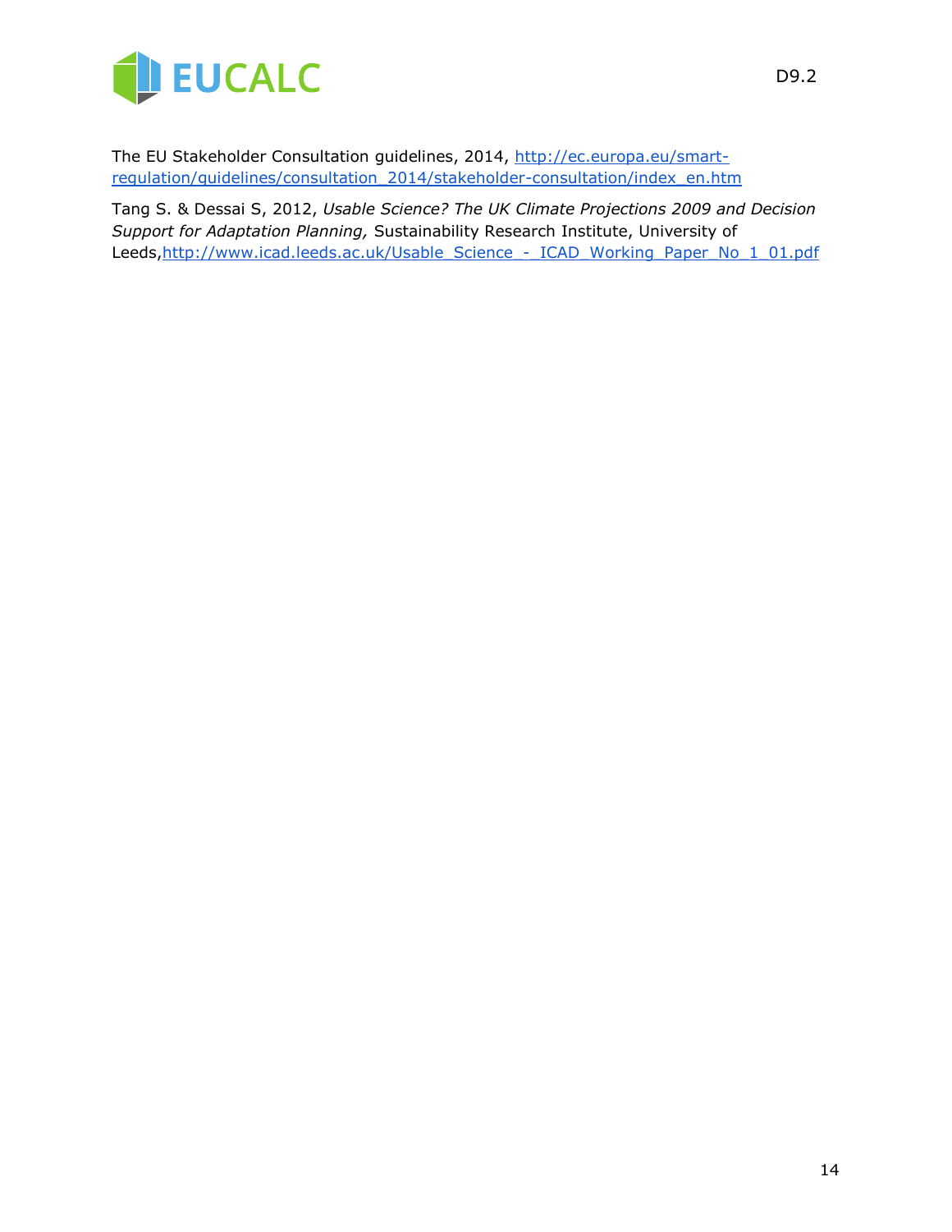The EU Stakeholder Consultation guidelines, 2014, [http://ec.europa.eu/smart-regulation/guidelines/consultation_2014/stakeholder-consultation/index_en.htm](http://ec.europa.eu/smart-regulation/guidelines/consultation_2014/stakeholder-consultation/index_en.htm)

Tang S. & Dessai S, 2012, *Usable Science? The UK Climate Projections 2009 and Decision Support for Adaptation Planning,* Sustainability Research Institute, University of Leeds,[http://www.icad.leeds.ac.uk/Usable_Science_-_ICAD_Working_Paper_No_1_01.pdf](http://www.icad.leeds.ac.uk/Usable_Science_-_ICAD_Working_Paper_No_1_01.pdf)